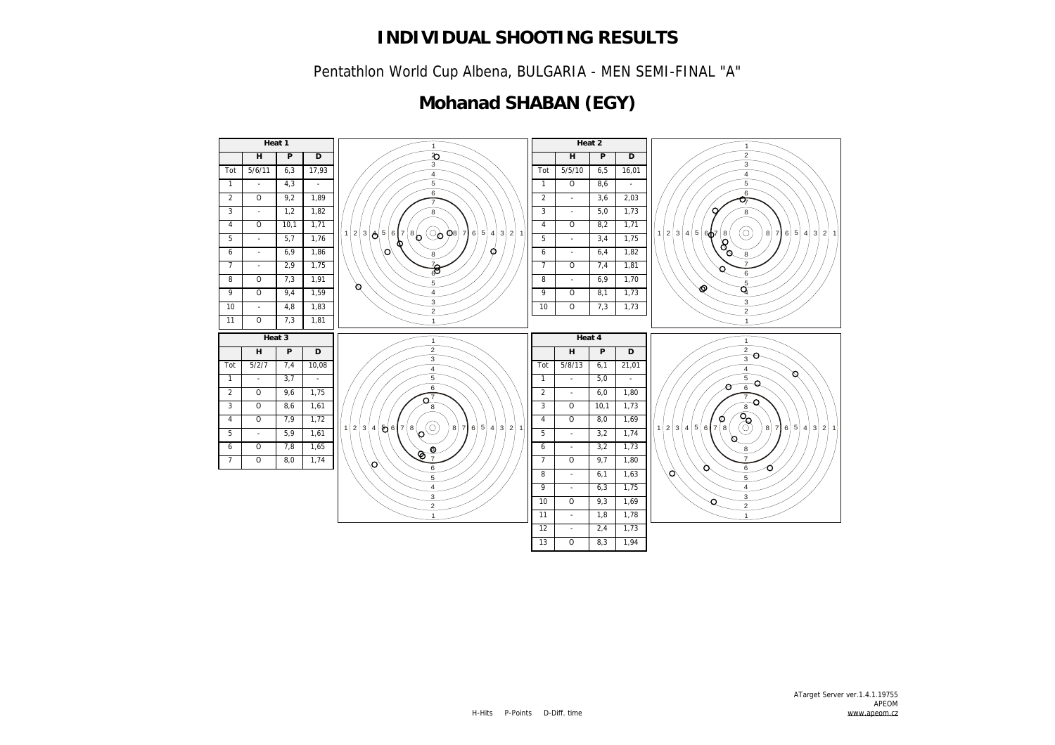# INDIVIDUAL SHOOTING RESULTS

Pentathlon World Cup Albena, BULGARIA - MEN SEMI-FINAL "A"

## Mohanad SHABAN (EGY)

**Heat 1**

| | H | P | D |
|---|---|---|---|
| Tot | 5/6/11 | 6,3 | 17,93 |
| 1 | - | 4,3 | - |
| 2 | O | 9,2 | 1,89 |
| 3 | - | 1,2 | 1,82 |
| 4 | O | 10,1 | 1,71 |
| 5 | - | 5,7 | 1,76 |
| 6 | - | 6,9 | 1,86 |
| 7 | - | 2,9 | 1,75 |
| 8 | O | 7,3 | 1,91 |
| 9 | O | 9,4 | 1,59 |
| 10 | - | 4,8 | 1,83 |
| 11 | O | 7,3 | 1,81 |

**Heat 2**

| | H | P | D |
|---|---|---|---|
| Tot | 5/5/10 | 6,5 | 16,01 |
| 1 | O | 8,6 | - |
| 2 | - | 3,6 | 2,03 |
| 3 | - | 5,0 | 1,73 |
| 4 | O | 8,2 | 1,71 |
| 5 | - | 3,4 | 1,75 |
| 6 | - | 6,4 | 1,82 |
| 7 | O | 7,4 | 1,81 |
| 8 | - | 6,9 | 1,70 |
| 9 | O | 8,1 | 1,73 |
| 10 | O | 7,3 | 1,73 |

**Heat 3**

| | H | P | D |
|---|---|---|---|
| Tot | 5/2/7 | 7,4 | 10,08 |
| 1 | - | 3,7 | - |
| 2 | O | 9,6 | 1,75 |
| 3 | O | 8,6 | 1,61 |
| 4 | O | 7,9 | 1,72 |
| 5 | - | 5,9 | 1,61 |
| 6 | O | 7,8 | 1,65 |
| 7 | O | 8,0 | 1,74 |

**Heat 4**

| | H | P | D |
|---|---|---|---|
| Tot | 5/8/13 | 6,1 | 21,01 |
| 1 | - | 5,0 | - |
| 2 | - | 6,0 | 1,80 |
| 3 | O | 10,1 | 1,73 |
| 4 | O | 8,0 | 1,69 |
| 5 | - | 3,2 | 1,74 |
| 6 | - | 3,2 | 1,73 |
| 7 | O | 9,7 | 1,80 |
| 8 | - | 6,1 | 1,63 |
| 9 | - | 6,3 | 1,75 |
| 10 | O | 9,3 | 1,69 |
| 11 | - | 1,8 | 1,78 |
| 12 | - | 2,4 | 1,73 |
| 13 | O | 8,3 | 1,94 |

H-Hits P-Points D-Diff. time

ATarget Server ver.1.4.1.19755
APEOM
www.apeom.cz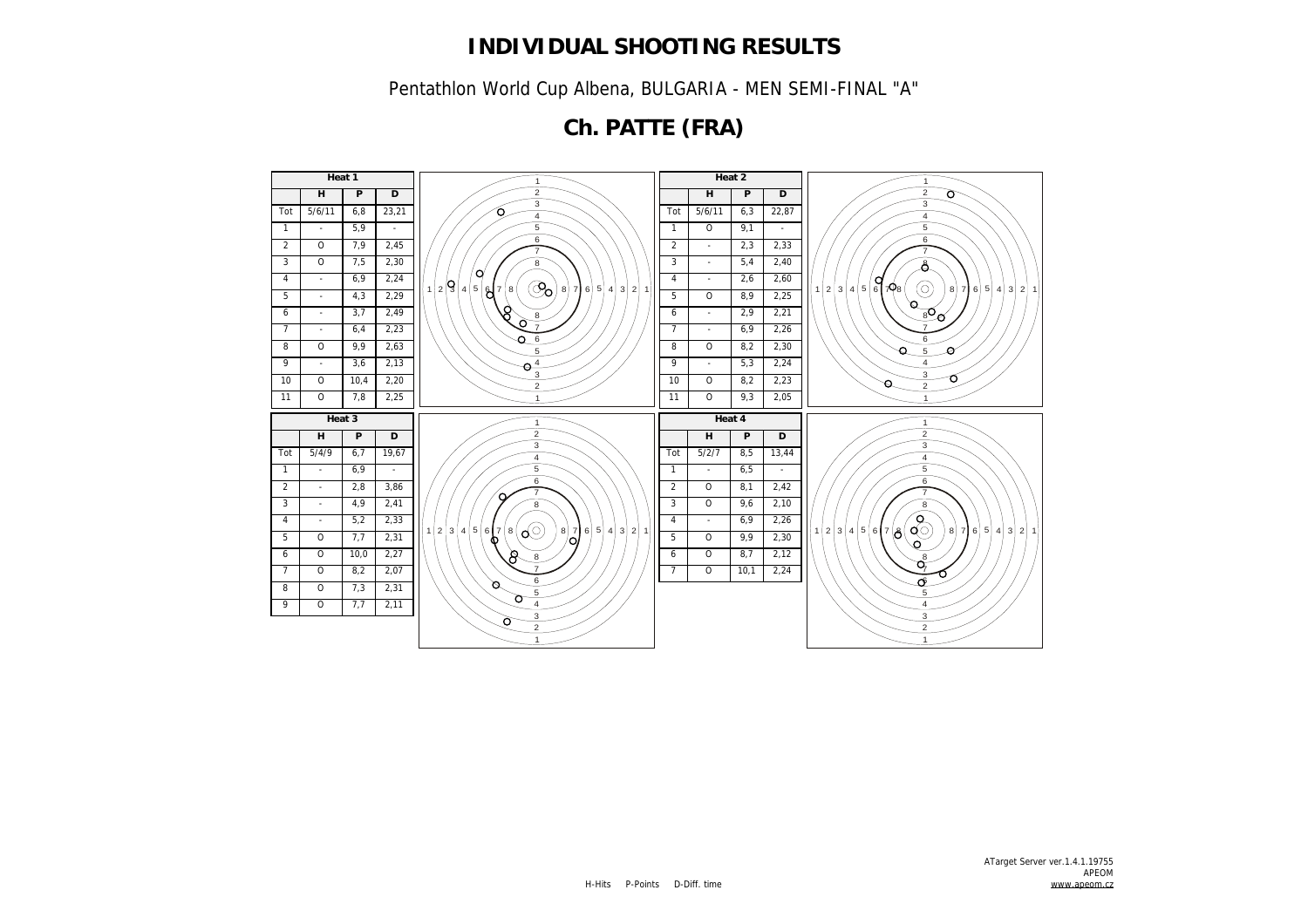# INDIVIDUAL SHOOTING RESULTS

Pentathlon World Cup Albena, BULGARIA - MEN SEMI-FINAL "A"

## Ch. PATTE (FRA)

**Heat 1**

| | H | P | D |
|---|---|---|---|
| Tot | 5/6/11 | 6,8 | 23,21 |
| 1 | - | 5,9 | - |
| 2 | O | 7,9 | 2,45 |
| 3 | O | 7,5 | 2,30 |
| 4 | - | 6,9 | 2,24 |
| 5 | - | 4,3 | 2,29 |
| 6 | - | 3,7 | 2,49 |
| 7 | - | 6,4 | 2,23 |
| 8 | O | 9,9 | 2,63 |
| 9 | - | 3,6 | 2,13 |
| 10 | O | 10,4 | 2,20 |
| 11 | O | 7,8 | 2,25 |

**Heat 2**

| | H | P | D |
|---|---|---|---|
| Tot | 5/6/11 | 6,3 | 22,87 |
| 1 | O | 9,1 | - |
| 2 | - | 2,3 | 2,33 |
| 3 | - | 5,4 | 2,40 |
| 4 | - | 2,6 | 2,60 |
| 5 | O | 8,9 | 2,25 |
| 6 | - | 2,9 | 2,21 |
| 7 | - | 6,9 | 2,26 |
| 8 | O | 8,2 | 2,30 |
| 9 | - | 5,3 | 2,24 |
| 10 | O | 8,2 | 2,23 |
| 11 | O | 9,3 | 2,05 |

**Heat 3**

| | H | P | D |
|---|---|---|---|
| Tot | 5/4/9 | 6,7 | 19,67 |
| 1 | - | 6,9 | - |
| 2 | - | 2,8 | 3,86 |
| 3 | - | 4,9 | 2,41 |
| 4 | - | 5,2 | 2,33 |
| 5 | O | 7,7 | 2,31 |
| 6 | O | 10,0 | 2,27 |
| 7 | O | 8,2 | 2,07 |
| 8 | O | 7,3 | 2,31 |
| 9 | O | 7,7 | 2,11 |

**Heat 4**

| | H | P | D |
|---|---|---|---|
| Tot | 5/2/7 | 8,5 | 13,44 |
| 1 | - | 6,5 | - |
| 2 | O | 8,1 | 2,42 |
| 3 | O | 9,6 | 2,10 |
| 4 | - | 6,9 | 2,26 |
| 5 | O | 9,9 | 2,30 |
| 6 | O | 8,7 | 2,12 |
| 7 | O | 10,1 | 2,24 |

H-Hits P-Points D-Diff. time

ATarget Server ver.1.4.1.19755
APEOM
www.apeom.cz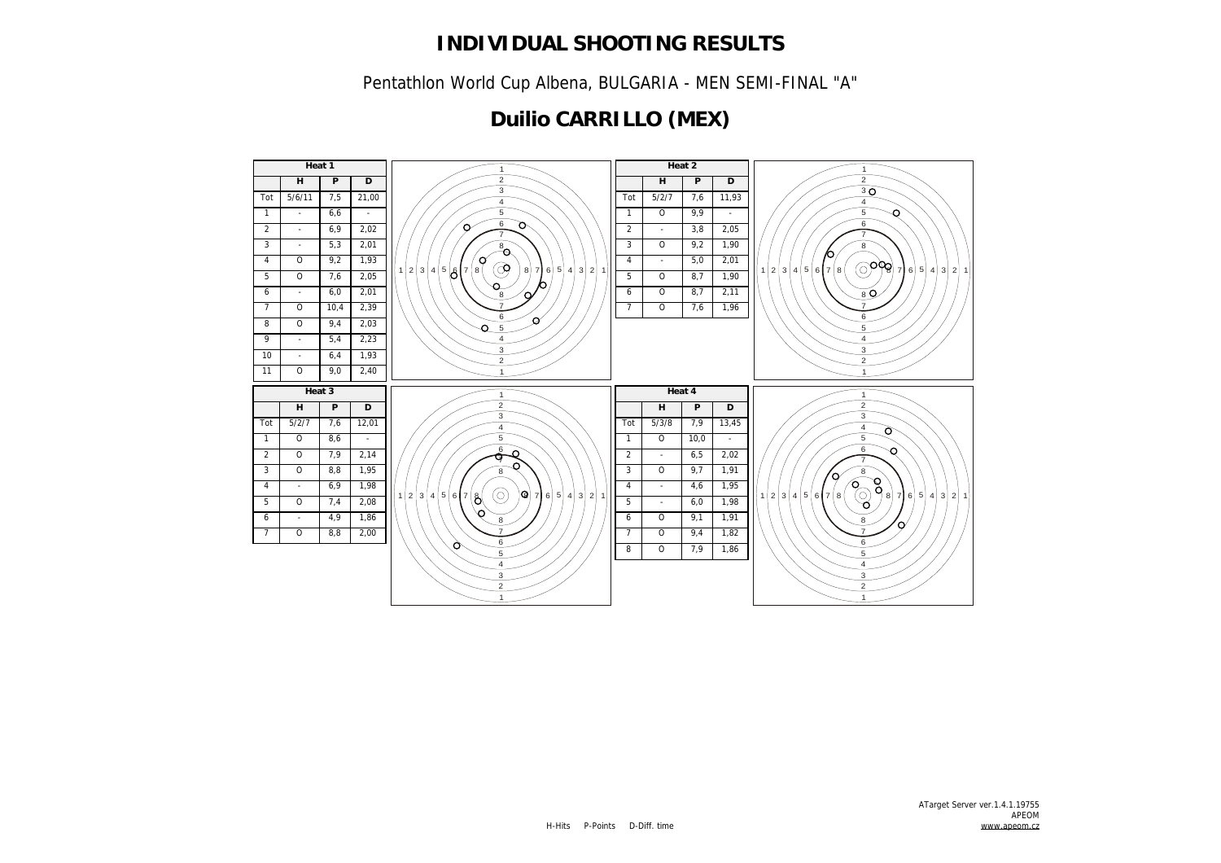# INDIVIDUAL SHOOTING RESULTS

Pentathlon World Cup Albena, BULGARIA - MEN SEMI-FINAL "A"

## Duilio CARRILLO (MEX)

**Heat 1**

| | H | P | D |
|---|---|---|---|
| Tot | 5/6/11 | 7,5 | 21,00 |
| 1 | - | 6,6 | - |
| 2 | - | 6,9 | 2,02 |
| 3 | - | 5,3 | 2,01 |
| 4 | O | 9,2 | 1,93 |
| 5 | O | 7,6 | 2,05 |
| 6 | - | 6,0 | 2,01 |
| 7 | O | 10,4 | 2,39 |
| 8 | O | 9,4 | 2,03 |
| 9 | - | 5,4 | 2,23 |
| 10 | - | 6,4 | 1,93 |
| 11 | O | 9,0 | 2,40 |

**Heat 2**

| | H | P | D |
|---|---|---|---|
| Tot | 5/2/7 | 7,6 | 11,93 |
| 1 | O | 9,9 | - |
| 2 | - | 3,8 | 2,05 |
| 3 | O | 9,2 | 1,90 |
| 4 | - | 5,0 | 2,01 |
| 5 | O | 8,7 | 1,90 |
| 6 | O | 8,7 | 2,11 |
| 7 | O | 7,6 | 1,96 |

**Heat 3**

| | H | P | D |
|---|---|---|---|
| Tot | 5/2/7 | 7,6 | 12,01 |
| 1 | O | 8,6 | - |
| 2 | O | 7,9 | 2,14 |
| 3 | O | 8,8 | 1,95 |
| 4 | - | 6,9 | 1,98 |
| 5 | O | 7,4 | 2,08 |
| 6 | - | 4,9 | 1,86 |
| 7 | O | 8,8 | 2,00 |

**Heat 4**

| | H | P | D |
|---|---|---|---|
| Tot | 5/3/8 | 7,9 | 13,45 |
| 1 | O | 10,0 | - |
| 2 | - | 6,5 | 2,02 |
| 3 | O | 9,7 | 1,91 |
| 4 | - | 4,6 | 1,95 |
| 5 | - | 6,0 | 1,98 |
| 6 | O | 9,1 | 1,91 |
| 7 | O | 9,4 | 1,82 |
| 8 | O | 7,9 | 1,86 |

H-Hits P-Points D-Diff. time

ATarget Server ver.1.4.1.19755
APEOM
www.apeom.cz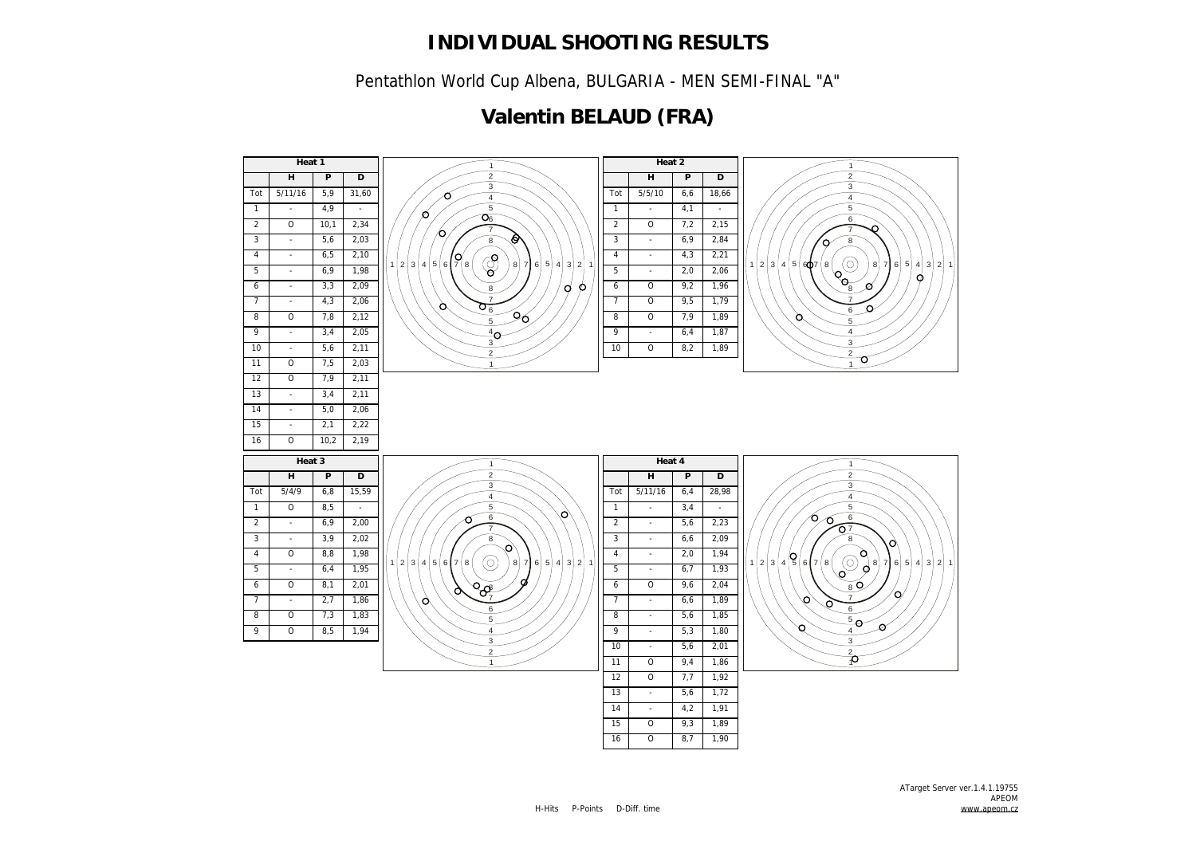# INDIVIDUAL SHOOTING RESULTS

Pentathlon World Cup Albena, BULGARIA - MEN SEMI-FINAL "A"

## Valentin BELAUD (FRA)

| Heat 1 | | | |
|---|---|---|---|
| | H | P | D |
| Tot | 5/11/16 | 5,9 | 31,60 |
| 1 | - | 4,9 | - |
| 2 | O | 10,1 | 2,34 |
| 3 | - | 5,6 | 2,03 |
| 4 | - | 6,5 | 2,10 |
| 5 | - | 6,9 | 1,98 |
| 6 | - | 3,3 | 2,09 |
| 7 | - | 4,3 | 2,06 |
| 8 | O | 7,8 | 2,12 |
| 9 | - | 3,4 | 2,05 |
| 10 | - | 5,6 | 2,11 |
| 11 | O | 7,5 | 2,03 |
| 12 | O | 7,9 | 2,11 |
| 13 | - | 3,4 | 2,11 |
| 14 | - | 5,0 | 2,06 |
| 15 | - | 2,1 | 2,22 |
| 16 | O | 10,2 | 2,19 |

| Heat 2 | | | |
|---|---|---|---|
| | H | P | D |
| Tot | 5/5/10 | 6,6 | 18,66 |
| 1 | - | 4,1 | - |
| 2 | O | 7,2 | 2,15 |
| 3 | - | 6,9 | 2,84 |
| 4 | - | 4,3 | 2,21 |
| 5 | - | 2,0 | 2,06 |
| 6 | O | 9,2 | 1,96 |
| 7 | O | 9,5 | 1,79 |
| 8 | O | 7,9 | 1,89 |
| 9 | - | 6,4 | 1,87 |
| 10 | O | 8,2 | 1,89 |

| Heat 3 | | | |
|---|---|---|---|
| | H | P | D |
| Tot | 5/4/9 | 6,8 | 15,59 |
| 1 | O | 8,5 | - |
| 2 | - | 6,9 | 2,00 |
| 3 | - | 3,9 | 2,02 |
| 4 | O | 8,8 | 1,98 |
| 5 | - | 6,4 | 1,95 |
| 6 | O | 8,1 | 2,01 |
| 7 | - | 2,7 | 1,86 |
| 8 | O | 7,3 | 1,83 |
| 9 | O | 8,5 | 1,94 |

| Heat 4 | | | |
|---|---|---|---|
| | H | P | D |
| Tot | 5/11/16 | 6,4 | 28,98 |
| 1 | - | 3,4 | - |
| 2 | - | 5,6 | 2,23 |
| 3 | - | 6,6 | 2,09 |
| 4 | - | 2,0 | 1,94 |
| 5 | - | 6,7 | 1,93 |
| 6 | O | 9,6 | 2,04 |
| 7 | - | 6,6 | 1,89 |
| 8 | - | 5,6 | 1,85 |
| 9 | - | 5,3 | 1,80 |
| 10 | - | 5,6 | 2,01 |
| 11 | O | 9,4 | 1,86 |
| 12 | O | 7,7 | 1,92 |
| 13 | - | 5,6 | 1,72 |
| 14 | - | 4,2 | 1,91 |
| 15 | O | 9,3 | 1,89 |
| 16 | O | 8,7 | 1,90 |

H-Hits P-Points D-Diff. time

ATarget Server ver.1.4.1.19755
APEOM
www.apeom.cz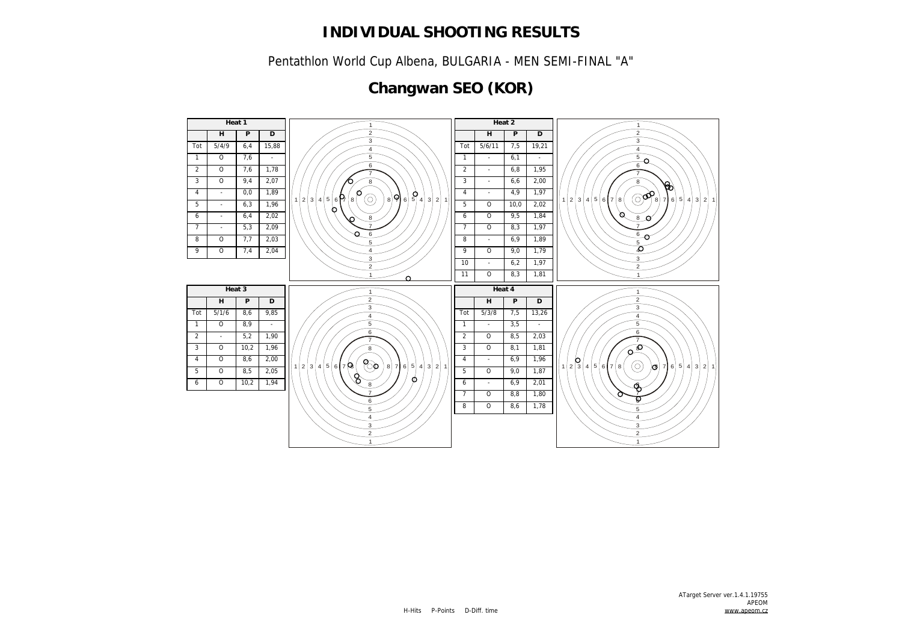# INDIVIDUAL SHOOTING RESULTS

Pentathlon World Cup Albena, BULGARIA - MEN SEMI-FINAL "A"

## Changwan SEO (KOR)

| Heat 1 | | | |
|---|---|---|---|
| | H | P | D |
| Tot | 5/4/9 | 6,4 | 15,88 |
| 1 | O | 7,6 | - |
| 2 | O | 7,6 | 1,78 |
| 3 | O | 9,4 | 2,07 |
| 4 | - | 0,0 | 1,89 |
| 5 | - | 6,3 | 1,96 |
| 6 | - | 6,4 | 2,02 |
| 7 | - | 5,3 | 2,09 |
| 8 | O | 7,7 | 2,03 |
| 9 | O | 7,4 | 2,04 |

| Heat 2 | | | |
|---|---|---|---|
| | H | P | D |
| Tot | 5/6/11 | 7,5 | 19,21 |
| 1 | - | 6,1 | - |
| 2 | - | 6,8 | 1,95 |
| 3 | - | 6,6 | 2,00 |
| 4 | - | 4,9 | 1,97 |
| 5 | O | 10,0 | 2,02 |
| 6 | O | 9,5 | 1,84 |
| 7 | O | 8,3 | 1,97 |
| 8 | - | 6,9 | 1,89 |
| 9 | O | 9,0 | 1,79 |
| 10 | - | 6,2 | 1,97 |
| 11 | O | 8,3 | 1,81 |

| Heat 3 | | | |
|---|---|---|---|
| | H | P | D |
| Tot | 5/1/6 | 8,6 | 9,85 |
| 1 | O | 8,9 | - |
| 2 | - | 5,2 | 1,90 |
| 3 | O | 10,2 | 1,96 |
| 4 | O | 8,6 | 2,00 |
| 5 | O | 8,5 | 2,05 |
| 6 | O | 10,2 | 1,94 |

| Heat 4 | | | |
|---|---|---|---|
| | H | P | D |
| Tot | 5/3/8 | 7,5 | 13,26 |
| 1 | - | 3,5 | - |
| 2 | O | 8,5 | 2,03 |
| 3 | O | 8,1 | 1,81 |
| 4 | - | 6,9 | 1,96 |
| 5 | O | 9,0 | 1,87 |
| 6 | - | 6,9 | 2,01 |
| 7 | O | 8,8 | 1,80 |
| 8 | O | 8,6 | 1,78 |

H-Hits P-Points D-Diff. time

ATarget Server ver.1.4.1.19755
APEOM
www.apeom.cz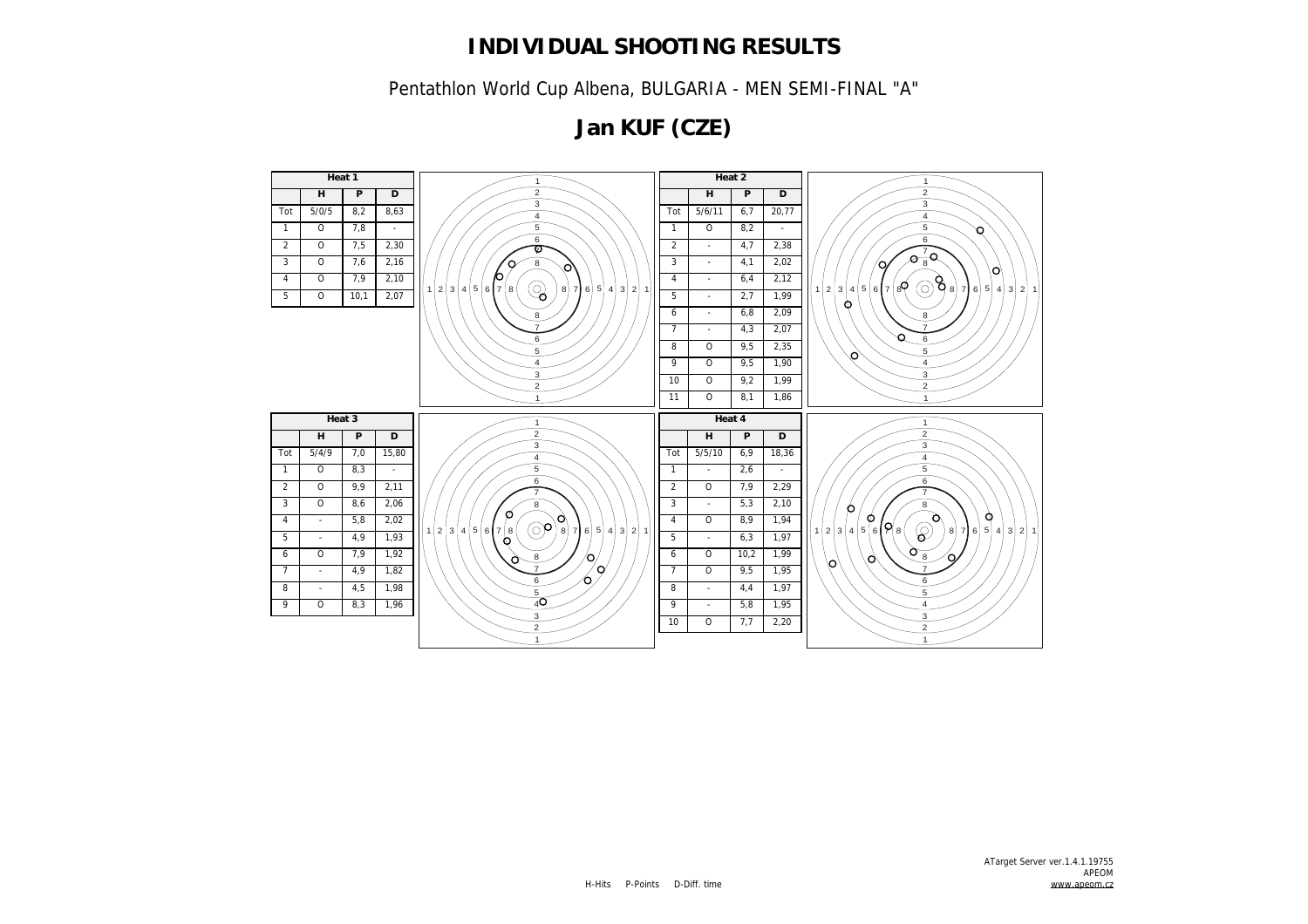# INDIVIDUAL SHOOTING RESULTS

Pentathlon World Cup Albena, BULGARIA - MEN SEMI-FINAL "A"

## Jan KUF (CZE)

**Heat 1**

| | H | P | D |
|---|---|---|---|
| Tot | 5/0/5 | 8,2 | 8,63 |
| 1 | O | 7,8 | - |
| 2 | O | 7,5 | 2,30 |
| 3 | O | 7,6 | 2,16 |
| 4 | O | 7,9 | 2,10 |
| 5 | O | 10,1 | 2,07 |

**Heat 2**

| | H | P | D |
|---|---|---|---|
| Tot | 5/6/11 | 6,7 | 20,77 |
| 1 | O | 8,2 | - |
| 2 | - | 4,7 | 2,38 |
| 3 | - | 4,1 | 2,02 |
| 4 | - | 6,4 | 2,12 |
| 5 | - | 2,7 | 1,99 |
| 6 | - | 6,8 | 2,09 |
| 7 | - | 4,3 | 2,07 |
| 8 | O | 9,5 | 2,35 |
| 9 | O | 9,5 | 1,90 |
| 10 | O | 9,2 | 1,99 |
| 11 | O | 8,1 | 1,86 |

**Heat 3**

| | H | P | D |
|---|---|---|---|
| Tot | 5/4/9 | 7,0 | 15,80 |
| 1 | O | 8,3 | - |
| 2 | O | 9,9 | 2,11 |
| 3 | O | 8,6 | 2,06 |
| 4 | - | 5,8 | 2,02 |
| 5 | - | 4,9 | 1,93 |
| 6 | O | 7,9 | 1,92 |
| 7 | - | 4,9 | 1,82 |
| 8 | - | 4,5 | 1,98 |
| 9 | O | 8,3 | 1,96 |

**Heat 4**

| | H | P | D |
|---|---|---|---|
| Tot | 5/5/10 | 6,9 | 18,36 |
| 1 | - | 2,6 | - |
| 2 | O | 7,9 | 2,29 |
| 3 | - | 5,3 | 2,10 |
| 4 | O | 8,9 | 1,94 |
| 5 | - | 6,3 | 1,97 |
| 6 | O | 10,2 | 1,99 |
| 7 | O | 9,5 | 1,95 |
| 8 | - | 4,4 | 1,97 |
| 9 | - | 5,8 | 1,95 |
| 10 | O | 7,7 | 2,20 |

H-Hits P-Points D-Diff. time

ATarget Server ver.1.4.1.19755
APEOM
www.apeom.cz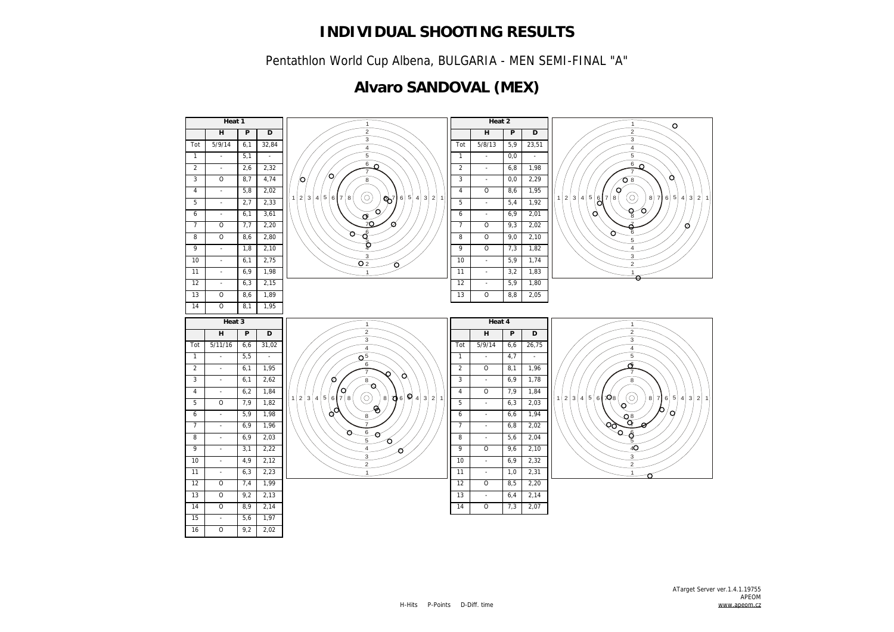# INDIVIDUAL SHOOTING RESULTS

Pentathlon World Cup Albena, BULGARIA - MEN SEMI-FINAL "A"

## Alvaro SANDOVAL (MEX)

### Heat 1

| | H | P | D |
|---|---|---|---|
| Tot | 5/9/14 | 6,1 | 32,84 |
| 1 | - | 5,1 | - |
| 2 | - | 2,6 | 2,32 |
| 3 | O | 8,7 | 4,74 |
| 4 | - | 5,8 | 2,02 |
| 5 | - | 2,7 | 2,33 |
| 6 | - | 6,1 | 3,61 |
| 7 | O | 7,7 | 2,20 |
| 8 | O | 8,6 | 2,80 |
| 9 | - | 1,8 | 2,10 |
| 10 | - | 6,1 | 2,75 |
| 11 | - | 6,9 | 1,98 |
| 12 | - | 6,3 | 2,15 |
| 13 | O | 8,6 | 1,89 |
| 14 | O | 8,1 | 1,95 |

### Heat 2

| | H | P | D |
|---|---|---|---|
| Tot | 5/8/13 | 5,9 | 23,51 |
| 1 | - | 0,0 | - |
| 2 | - | 6,8 | 1,98 |
| 3 | - | 0,0 | 2,29 |
| 4 | O | 8,6 | 1,95 |
| 5 | - | 5,4 | 1,92 |
| 6 | - | 6,9 | 2,01 |
| 7 | O | 9,3 | 2,02 |
| 8 | O | 9,0 | 2,10 |
| 9 | O | 7,3 | 1,82 |
| 10 | - | 5,9 | 1,74 |
| 11 | - | 3,2 | 1,83 |
| 12 | - | 5,9 | 1,80 |
| 13 | O | 8,8 | 2,05 |

### Heat 3

| | H | P | D |
|---|---|---|---|
| Tot | 5/11/16 | 6,6 | 31,02 |
| 1 | - | 5,5 | - |
| 2 | - | 6,1 | 1,95 |
| 3 | - | 6,1 | 2,62 |
| 4 | - | 6,2 | 1,84 |
| 5 | O | 7,9 | 1,82 |
| 6 | - | 5,9 | 1,98 |
| 7 | - | 6,9 | 1,96 |
| 8 | - | 6,9 | 2,03 |
| 9 | - | 3,1 | 2,22 |
| 10 | - | 4,9 | 2,12 |
| 11 | - | 6,3 | 2,23 |
| 12 | O | 7,4 | 1,99 |
| 13 | O | 9,2 | 2,13 |
| 14 | O | 8,9 | 2,14 |
| 15 | - | 5,6 | 1,97 |
| 16 | O | 9,2 | 2,02 |

### Heat 4

| | H | P | D |
|---|---|---|---|
| Tot | 5/9/14 | 6,6 | 26,75 |
| 1 | - | 4,7 | - |
| 2 | O | 8,1 | 1,96 |
| 3 | - | 6,9 | 1,78 |
| 4 | O | 7,9 | 1,84 |
| 5 | - | 6,3 | 2,03 |
| 6 | - | 6,6 | 1,94 |
| 7 | - | 6,8 | 2,02 |
| 8 | - | 5,6 | 2,04 |
| 9 | O | 9,6 | 2,10 |
| 10 | - | 6,9 | 2,32 |
| 11 | - | 1,0 | 2,31 |
| 12 | O | 8,5 | 2,20 |
| 13 | - | 6,4 | 2,14 |
| 14 | O | 7,3 | 2,07 |

H-Hits P-Points D-Diff. time

ATarget Server ver.1.4.1.19755
APEOM
www.apeom.cz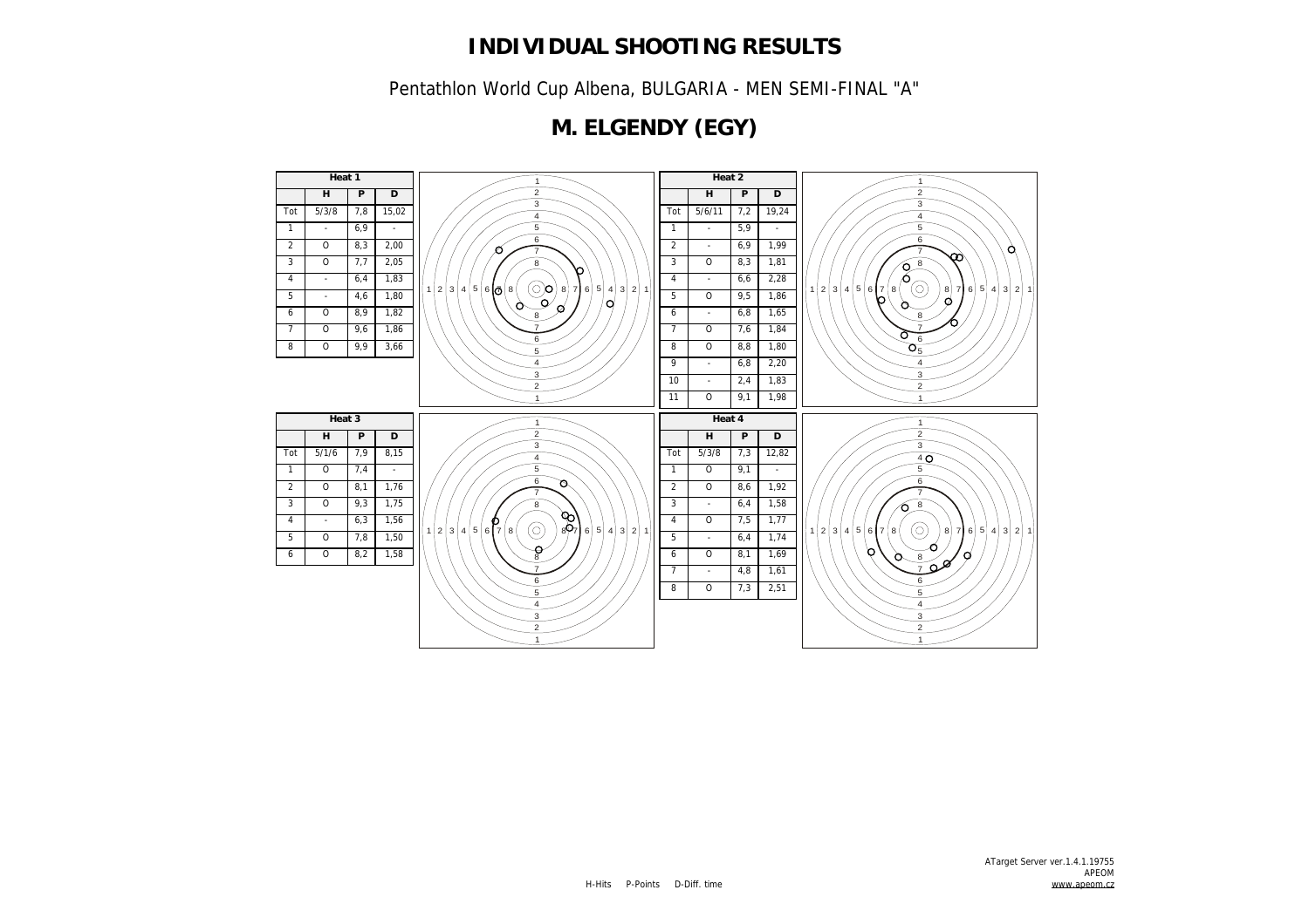# INDIVIDUAL SHOOTING RESULTS

Pentathlon World Cup Albena, BULGARIA - MEN SEMI-FINAL "A"

## M. ELGENDY (EGY)

**Heat 1**

| | H | P | D |
|---|---|---|---|
| Tot | 5/3/8 | 7,8 | 15,02 |
| 1 | - | 6,9 | - |
| 2 | O | 8,3 | 2,00 |
| 3 | O | 7,7 | 2,05 |
| 4 | - | 6,4 | 1,83 |
| 5 | - | 4,6 | 1,80 |
| 6 | O | 8,9 | 1,82 |
| 7 | O | 9,6 | 1,86 |
| 8 | O | 9,9 | 3,66 |

**Heat 2**

| | H | P | D |
|---|---|---|---|
| Tot | 5/6/11 | 7,2 | 19,24 |
| 1 | - | 5,9 | - |
| 2 | - | 6,9 | 1,99 |
| 3 | O | 8,3 | 1,81 |
| 4 | - | 6,6 | 2,28 |
| 5 | O | 9,5 | 1,86 |
| 6 | - | 6,8 | 1,65 |
| 7 | O | 7,6 | 1,84 |
| 8 | O | 8,8 | 1,80 |
| 9 | - | 6,8 | 2,20 |
| 10 | - | 2,4 | 1,83 |
| 11 | O | 9,1 | 1,98 |

**Heat 3**

| | H | P | D |
|---|---|---|---|
| Tot | 5/1/6 | 7,9 | 8,15 |
| 1 | O | 7,4 | - |
| 2 | O | 8,1 | 1,76 |
| 3 | O | 9,3 | 1,75 |
| 4 | - | 6,3 | 1,56 |
| 5 | O | 7,8 | 1,50 |
| 6 | O | 8,2 | 1,58 |

**Heat 4**

| | H | P | D |
|---|---|---|---|
| Tot | 5/3/8 | 7,3 | 12,82 |
| 1 | O | 9,1 | - |
| 2 | O | 8,6 | 1,92 |
| 3 | - | 6,4 | 1,58 |
| 4 | O | 7,5 | 1,77 |
| 5 | - | 6,4 | 1,74 |
| 6 | O | 8,1 | 1,69 |
| 7 | - | 4,8 | 1,61 |
| 8 | O | 7,3 | 2,51 |

H-Hits P-Points D-Diff. time

ATarget Server ver.1.4.1.19755
APEOM
www.apeom.cz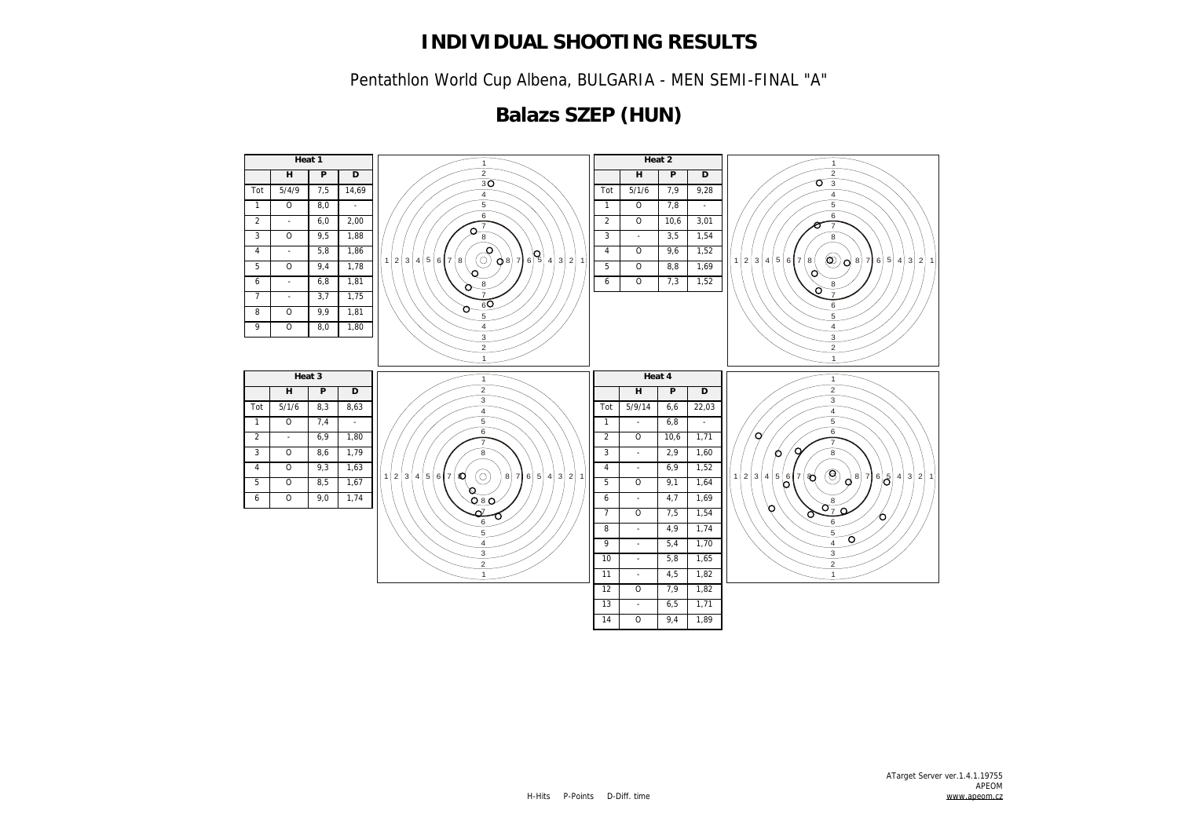# INDIVIDUAL SHOOTING RESULTS

Pentathlon World Cup Albena, BULGARIA - MEN SEMI-FINAL "A"

## Balazs SZEP (HUN)

**Heat 1**

| | H | P | D |
|---|---|---|---|
| Tot | 5/4/9 | 7,5 | 14,69 |
| 1 | O | 8,0 | - |
| 2 | - | 6,0 | 2,00 |
| 3 | O | 9,5 | 1,88 |
| 4 | - | 5,8 | 1,86 |
| 5 | O | 9,4 | 1,78 |
| 6 | - | 6,8 | 1,81 |
| 7 | - | 3,7 | 1,75 |
| 8 | O | 9,9 | 1,81 |
| 9 | O | 8,0 | 1,80 |

**Heat 2**

| | H | P | D |
|---|---|---|---|
| Tot | 5/1/6 | 7,9 | 9,28 |
| 1 | O | 7,8 | - |
| 2 | O | 10,6 | 3,01 |
| 3 | - | 3,5 | 1,54 |
| 4 | O | 9,6 | 1,52 |
| 5 | O | 8,8 | 1,69 |
| 6 | O | 7,3 | 1,52 |

**Heat 3**

| | H | P | D |
|---|---|---|---|
| Tot | 5/1/6 | 8,3 | 8,63 |
| 1 | O | 7,4 | - |
| 2 | - | 6,9 | 1,80 |
| 3 | O | 8,6 | 1,79 |
| 4 | O | 9,3 | 1,63 |
| 5 | O | 8,5 | 1,67 |
| 6 | O | 9,0 | 1,74 |

**Heat 4**

| | H | P | D |
|---|---|---|---|
| Tot | 5/9/14 | 6,6 | 22,03 |
| 1 | - | 6,8 | - |
| 2 | O | 10,6 | 1,71 |
| 3 | - | 2,9 | 1,60 |
| 4 | - | 6,9 | 1,52 |
| 5 | O | 9,1 | 1,64 |
| 6 | - | 4,7 | 1,69 |
| 7 | O | 7,5 | 1,54 |
| 8 | - | 4,9 | 1,74 |
| 9 | - | 5,4 | 1,70 |
| 10 | - | 5,8 | 1,65 |
| 11 | - | 4,5 | 1,82 |
| 12 | O | 7,9 | 1,82 |
| 13 | - | 6,5 | 1,71 |
| 14 | O | 9,4 | 1,89 |

H-Hits P-Points D-Diff. time

ATarget Server ver.1.4.1.19755
APEOM
www.apeom.cz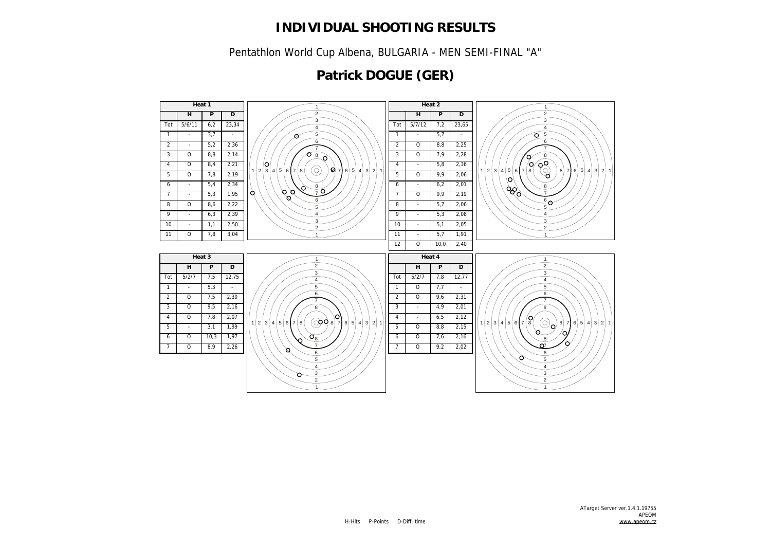# INDIVIDUAL SHOOTING RESULTS

Pentathlon World Cup Albena, BULGARIA - MEN SEMI-FINAL "A"

## Patrick DOGUE (GER)

| Heat 1 | H | P | D |
|---|---|---|---|
| Tot | 5/6/11 | 6,2 | 23,34 |
| 1 | - | 3,7 | - |
| 2 | - | 5,2 | 2,36 |
| 3 | O | 8,8 | 2,14 |
| 4 | O | 8,4 | 2,21 |
| 5 | O | 7,8 | 2,19 |
| 6 | - | 5,4 | 2,34 |
| 7 | - | 5,3 | 1,95 |
| 8 | O | 8,6 | 2,22 |
| 9 | - | 6,3 | 2,39 |
| 10 | - | 1,1 | 2,50 |
| 11 | O | 7,8 | 3,04 |

| Heat 2 | H | P | D |
|---|---|---|---|
| Tot | 5/7/12 | 7,2 | 23,65 |
| 1 | - | 5,7 | - |
| 2 | O | 8,8 | 2,25 |
| 3 | O | 7,9 | 2,28 |
| 4 | - | 5,8 | 2,36 |
| 5 | O | 9,9 | 2,06 |
| 6 | - | 6,2 | 2,01 |
| 7 | O | 9,9 | 2,19 |
| 8 | - | 5,7 | 2,06 |
| 9 | - | 5,3 | 2,08 |
| 10 | - | 5,1 | 2,05 |
| 11 | - | 5,7 | 1,91 |
| 12 | O | 10,0 | 2,40 |

| Heat 3 | H | P | D |
|---|---|---|---|
| Tot | 5/2/7 | 7,5 | 12,75 |
| 1 | - | 5,3 | - |
| 2 | O | 7,5 | 2,30 |
| 3 | O | 9,5 | 2,16 |
| 4 | O | 7,8 | 2,07 |
| 5 | - | 3,1 | 1,99 |
| 6 | O | 10,3 | 1,97 |
| 7 | O | 8,9 | 2,26 |

| Heat 4 | H | P | D |
|---|---|---|---|
| Tot | 5/2/7 | 7,8 | 12,77 |
| 1 | O | 7,7 | - |
| 2 | O | 9,6 | 2,31 |
| 3 | - | 4,9 | 2,01 |
| 4 | - | 6,5 | 2,12 |
| 5 | O | 8,8 | 2,15 |
| 6 | O | 7,6 | 2,16 |
| 7 | O | 9,2 | 2,02 |

H-Hits P-Points D-Diff. time

ATarget Server ver.1.4.1.19755
APEOM
www.apeom.cz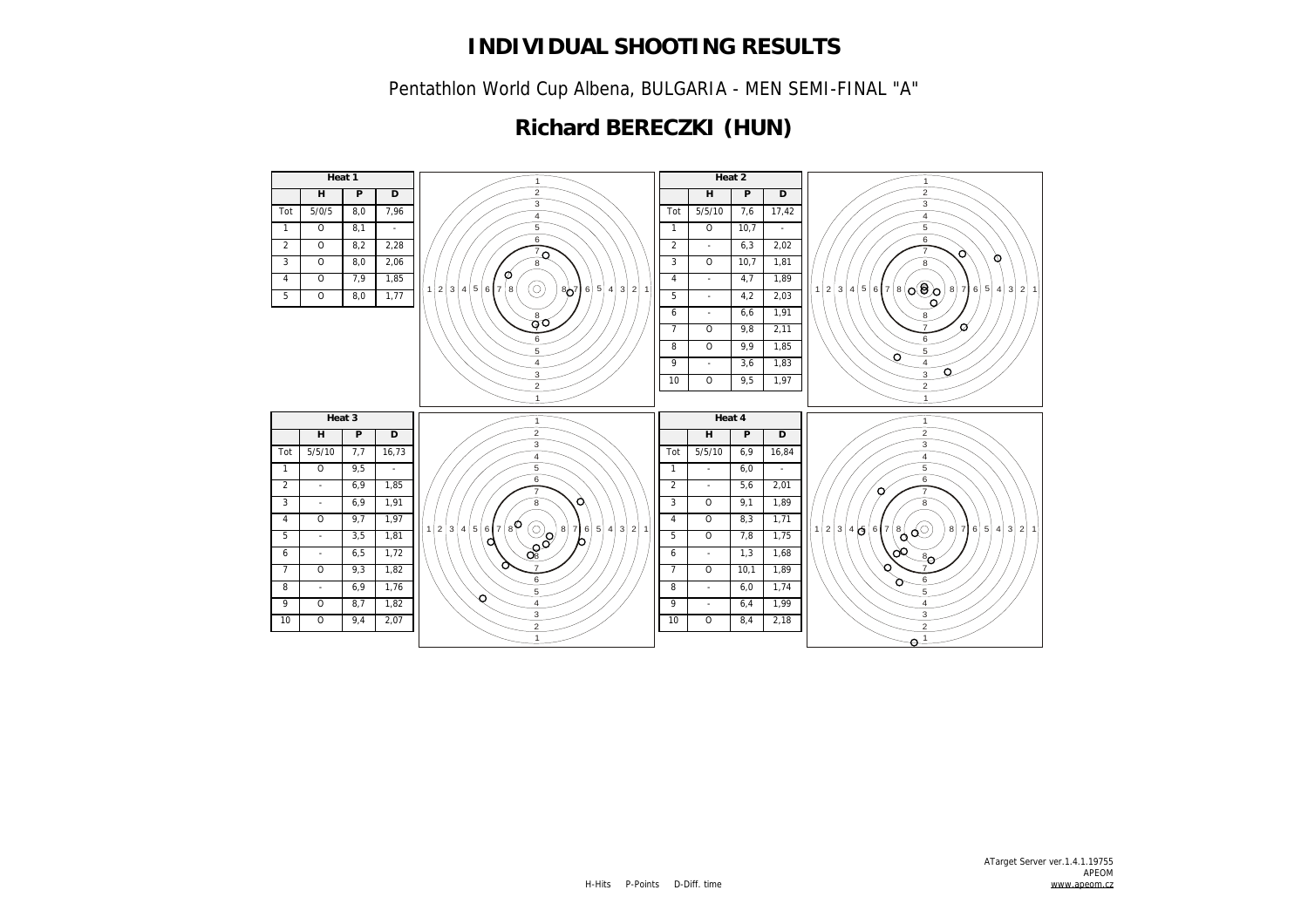# INDIVIDUAL SHOOTING RESULTS

Pentathlon World Cup Albena, BULGARIA - MEN SEMI-FINAL "A"

## Richard BERECZKI (HUN)

**Heat 1**

|  | H | P | D |
|---|---|---|---|
| Tot | 5/0/5 | 8,0 | 7,96 |
| 1 | O | 8,1 | - |
| 2 | O | 8,2 | 2,28 |
| 3 | O | 8,0 | 2,06 |
| 4 | O | 7,9 | 1,85 |
| 5 | O | 8,0 | 1,77 |

**Heat 2**

|  | H | P | D |
|---|---|---|---|
| Tot | 5/5/10 | 7,6 | 17,42 |
| 1 | O | 10,7 | - |
| 2 | - | 6,3 | 2,02 |
| 3 | O | 10,7 | 1,81 |
| 4 | - | 4,7 | 1,89 |
| 5 | - | 4,2 | 2,03 |
| 6 | - | 6,6 | 1,91 |
| 7 | O | 9,8 | 2,11 |
| 8 | O | 9,9 | 1,85 |
| 9 | - | 3,6 | 1,83 |
| 10 | O | 9,5 | 1,97 |

**Heat 3**

|  | H | P | D |
|---|---|---|---|
| Tot | 5/5/10 | 7,7 | 16,73 |
| 1 | O | 9,5 | - |
| 2 | - | 6,9 | 1,85 |
| 3 | - | 6,9 | 1,91 |
| 4 | O | 9,7 | 1,97 |
| 5 | - | 3,5 | 1,81 |
| 6 | - | 6,5 | 1,72 |
| 7 | O | 9,3 | 1,82 |
| 8 | - | 6,9 | 1,76 |
| 9 | O | 8,7 | 1,82 |
| 10 | O | 9,4 | 2,07 |

**Heat 4**

|  | H | P | D |
|---|---|---|---|
| Tot | 5/5/10 | 6,9 | 16,84 |
| 1 | - | 6,0 | - |
| 2 | - | 5,6 | 2,01 |
| 3 | O | 9,1 | 1,89 |
| 4 | O | 8,3 | 1,71 |
| 5 | O | 7,8 | 1,75 |
| 6 | - | 1,3 | 1,68 |
| 7 | O | 10,1 | 1,89 |
| 8 | - | 6,0 | 1,74 |
| 9 | - | 6,4 | 1,99 |
| 10 | O | 8,4 | 2,18 |

H-Hits P-Points D-Diff. time

ATarget Server ver.1.4.1.19755
APEOM
www.apeom.cz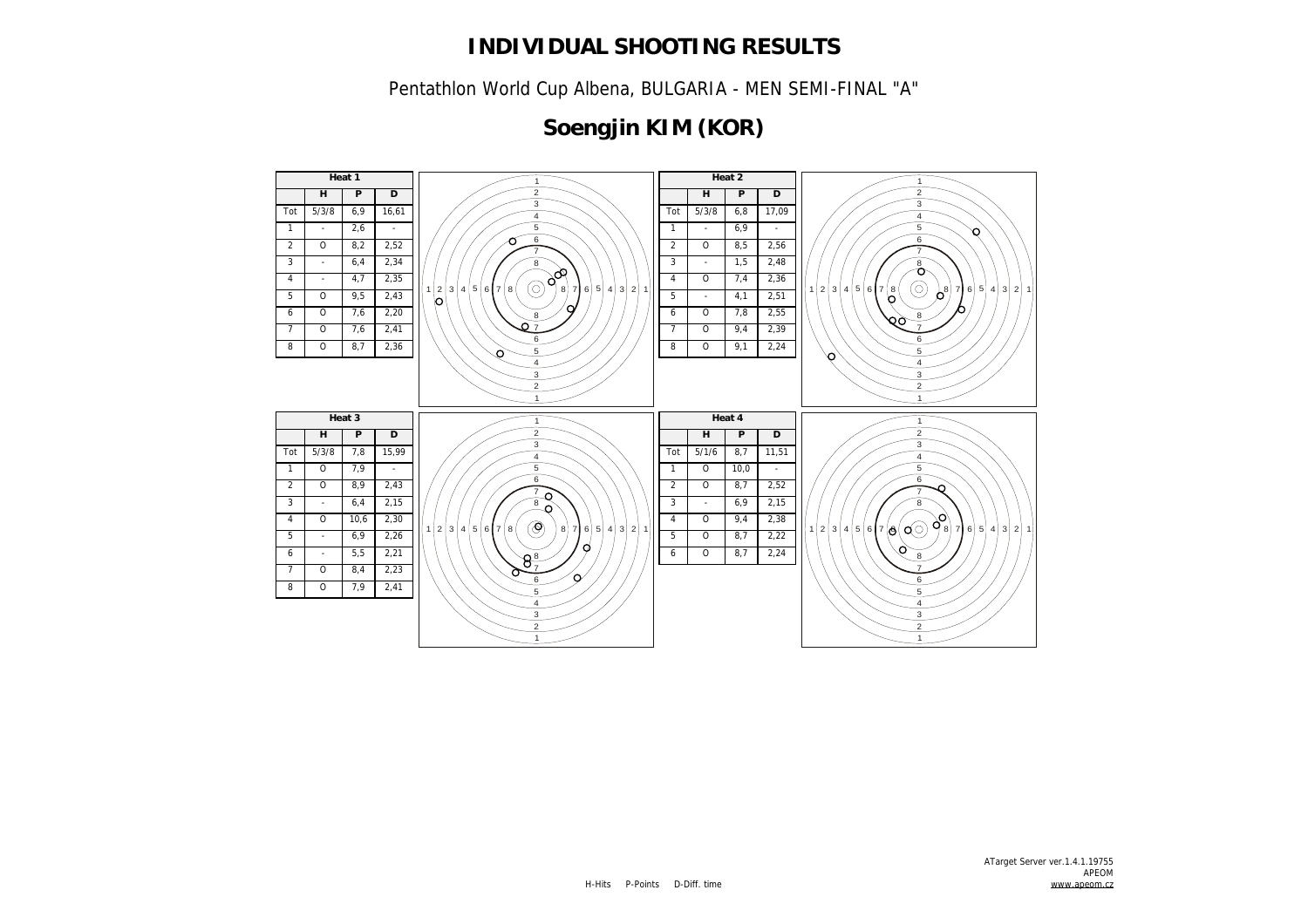# INDIVIDUAL SHOOTING RESULTS

Pentathlon World Cup Albena, BULGARIA - MEN SEMI-FINAL "A"

## Soengjin KIM (KOR)

| Heat 1 | | | |
|---|---|---|---|
| | H | P | D |
| Tot | 5/3/8 | 6,9 | 16,61 |
| 1 | - | 2,6 | - |
| 2 | O | 8,2 | 2,52 |
| 3 | - | 6,4 | 2,34 |
| 4 | - | 4,7 | 2,35 |
| 5 | O | 9,5 | 2,43 |
| 6 | O | 7,6 | 2,20 |
| 7 | O | 7,6 | 2,41 |
| 8 | O | 8,7 | 2,36 |

| Heat 2 | | | |
|---|---|---|---|
| | H | P | D |
| Tot | 5/3/8 | 6,8 | 17,09 |
| 1 | - | 6,9 | - |
| 2 | O | 8,5 | 2,56 |
| 3 | - | 1,5 | 2,48 |
| 4 | O | 7,4 | 2,36 |
| 5 | - | 4,1 | 2,51 |
| 6 | O | 7,8 | 2,55 |
| 7 | O | 9,4 | 2,39 |
| 8 | O | 9,1 | 2,24 |

| Heat 3 | | | |
|---|---|---|---|
| | H | P | D |
| Tot | 5/3/8 | 7,8 | 15,99 |
| 1 | O | 7,9 | - |
| 2 | O | 8,9 | 2,43 |
| 3 | - | 6,4 | 2,15 |
| 4 | O | 10,6 | 2,30 |
| 5 | - | 6,9 | 2,26 |
| 6 | - | 5,5 | 2,21 |
| 7 | O | 8,4 | 2,23 |
| 8 | O | 7,9 | 2,41 |

| Heat 4 | | | |
|---|---|---|---|
| | H | P | D |
| Tot | 5/1/6 | 8,7 | 11,51 |
| 1 | O | 10,0 | - |
| 2 | O | 8,7 | 2,52 |
| 3 | - | 6,9 | 2,15 |
| 4 | O | 9,4 | 2,38 |
| 5 | O | 8,7 | 2,22 |
| 6 | O | 8,7 | 2,24 |

H-Hits P-Points D-Diff. time

ATarget Server ver.1.4.1.19755
APEOM
www.apeom.cz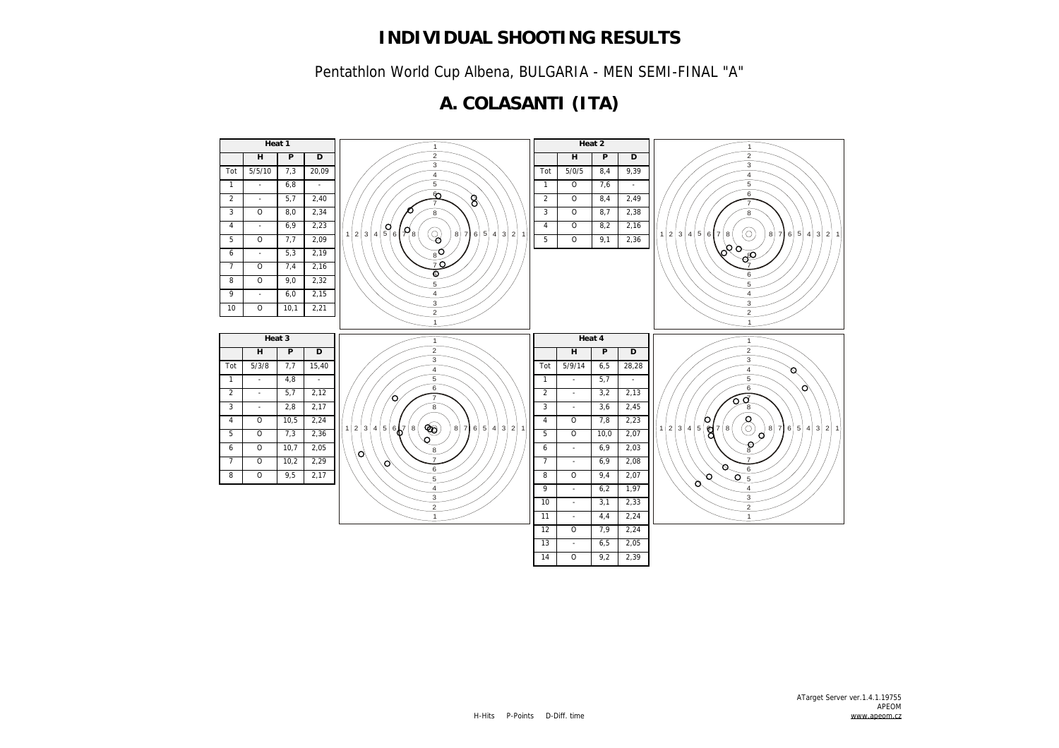# INDIVIDUAL SHOOTING RESULTS

Pentathlon World Cup Albena, BULGARIA - MEN SEMI-FINAL "A"

## A. COLASANTI (ITA)

**Heat 1**

| | H | P | D |
|---|---|---|---|
| Tot | 5/5/10 | 7,3 | 20,09 |
| 1 | - | 6,8 | - |
| 2 | - | 5,7 | 2,40 |
| 3 | O | 8,0 | 2,34 |
| 4 | - | 6,9 | 2,23 |
| 5 | O | 7,7 | 2,09 |
| 6 | - | 5,3 | 2,19 |
| 7 | O | 7,4 | 2,16 |
| 8 | O | 9,0 | 2,32 |
| 9 | - | 6,0 | 2,15 |
| 10 | O | 10,1 | 2,21 |

**Heat 2**

| | H | P | D |
|---|---|---|---|
| Tot | 5/0/5 | 8,4 | 9,39 |
| 1 | O | 7,6 | - |
| 2 | O | 8,4 | 2,49 |
| 3 | O | 8,7 | 2,38 |
| 4 | O | 8,2 | 2,16 |
| 5 | O | 9,1 | 2,36 |

**Heat 3**

| | H | P | D |
|---|---|---|---|
| Tot | 5/3/8 | 7,7 | 15,40 |
| 1 | - | 4,8 | - |
| 2 | - | 5,7 | 2,12 |
| 3 | - | 2,8 | 2,17 |
| 4 | O | 10,5 | 2,24 |
| 5 | O | 7,3 | 2,36 |
| 6 | O | 10,7 | 2,05 |
| 7 | O | 10,2 | 2,29 |
| 8 | O | 9,5 | 2,17 |

**Heat 4**

| | H | P | D |
|---|---|---|---|
| Tot | 5/9/14 | 6,5 | 28,28 |
| 1 | - | 5,7 | - |
| 2 | - | 3,2 | 2,13 |
| 3 | - | 3,6 | 2,45 |
| 4 | O | 7,8 | 2,23 |
| 5 | O | 10,0 | 2,07 |
| 6 | - | 6,9 | 2,03 |
| 7 | - | 6,9 | 2,08 |
| 8 | O | 9,4 | 2,07 |
| 9 | - | 6,2 | 1,97 |
| 10 | - | 3,1 | 2,33 |
| 11 | - | 4,4 | 2,24 |
| 12 | O | 7,9 | 2,24 |
| 13 | - | 6,5 | 2,05 |
| 14 | O | 9,2 | 2,39 |

H-Hits P-Points D-Diff. time

ATarget Server ver.1.4.1.19755
APEOM
www.apeom.cz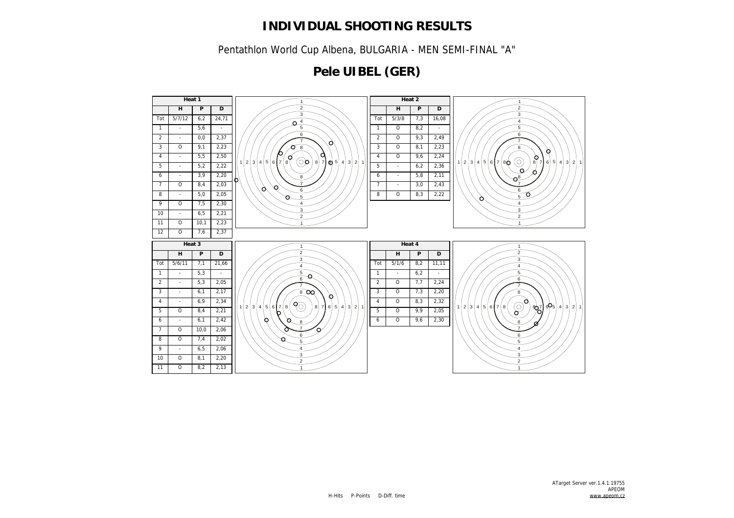# INDIVIDUAL SHOOTING RESULTS

Pentathlon World Cup Albena, BULGARIA - MEN SEMI-FINAL "A"

## Pele UIBEL (GER)

| Heat 1 | | | |
|---|---|---|---|
| | H | P | D |
| Tot | 5/7/12 | 6,2 | 24,71 |
| 1 | - | 5,6 | - |
| 2 | - | 0,0 | 2,37 |
| 3 | O | 9,1 | 2,23 |
| 4 | - | 5,5 | 2,50 |
| 5 | - | 5,2 | 2,22 |
| 6 | - | 3,9 | 2,20 |
| 7 | O | 8,4 | 2,03 |
| 8 | - | 5,0 | 2,05 |
| 9 | O | 7,5 | 2,30 |
| 10 | - | 6,5 | 2,21 |
| 11 | O | 10,1 | 2,23 |
| 12 | O | 7,6 | 2,37 |

| Heat 2 | | | |
|---|---|---|---|
| | H | P | D |
| Tot | 5/3/8 | 7,3 | 16,08 |
| 1 | O | 8,2 | - |
| 2 | O | 9,3 | 2,49 |
| 3 | O | 8,1 | 2,23 |
| 4 | O | 9,6 | 2,24 |
| 5 | - | 6,2 | 2,36 |
| 6 | - | 5,8 | 2,11 |
| 7 | - | 3,0 | 2,43 |
| 8 | O | 8,3 | 2,22 |

| Heat 3 | | | |
|---|---|---|---|
| | H | P | D |
| Tot | 5/6/11 | 7,1 | 21,66 |
| 1 | - | 5,3 | - |
| 2 | - | 5,3 | 2,05 |
| 3 | - | 6,1 | 2,17 |
| 4 | - | 6,9 | 2,34 |
| 5 | O | 8,4 | 2,21 |
| 6 | - | 6,1 | 2,42 |
| 7 | O | 10,0 | 2,06 |
| 8 | O | 7,4 | 2,02 |
| 9 | - | 6,5 | 2,06 |
| 10 | O | 8,1 | 2,20 |
| 11 | O | 8,2 | 2,13 |

| Heat 4 | | | |
|---|---|---|---|
| | H | P | D |
| Tot | 5/1/6 | 8,2 | 11,11 |
| 1 | - | 6,2 | - |
| 2 | O | 7,7 | 2,24 |
| 3 | O | 7,3 | 2,20 |
| 4 | O | 8,3 | 2,32 |
| 5 | O | 9,9 | 2,05 |
| 6 | O | 9,6 | 2,30 |

H-Hits P-Points D-Diff. time

ATarget Server ver.1.4.1.19755
APEOM
www.apeom.cz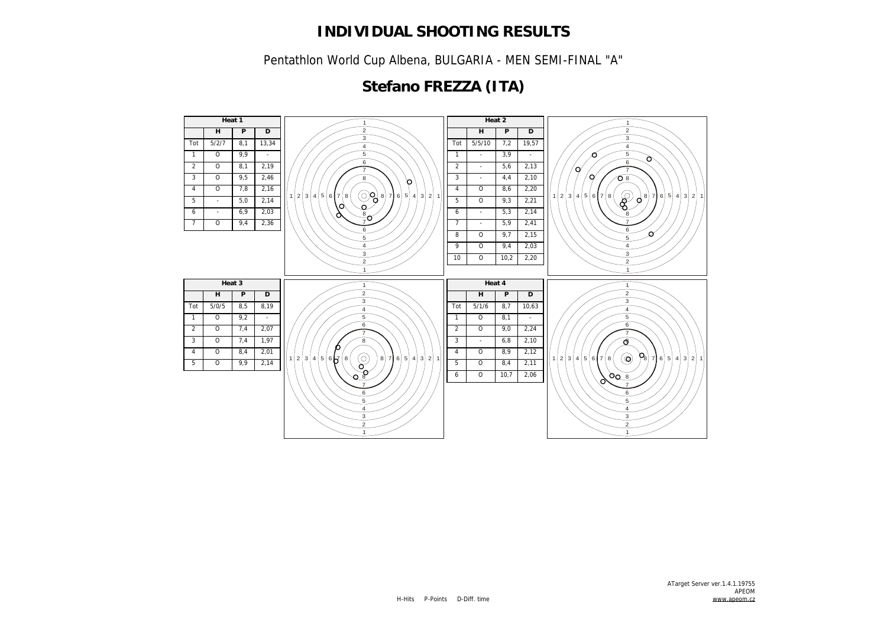# INDIVIDUAL SHOOTING RESULTS

Pentathlon World Cup Albena, BULGARIA - MEN SEMI-FINAL "A"

## Stefano FREZZA (ITA)

**Heat 1**

| | H | P | D |
|---|---|---|---|
| Tot | 5/2/7 | 8,1 | 13,34 |
| 1 | O | 9,9 | - |
| 2 | O | 8,1 | 2,19 |
| 3 | O | 9,5 | 2,46 |
| 4 | O | 7,8 | 2,16 |
| 5 | - | 5,0 | 2,14 |
| 6 | - | 6,9 | 2,03 |
| 7 | O | 9,4 | 2,36 |

**Heat 2**

| | H | P | D |
|---|---|---|---|
| Tot | 5/5/10 | 7,2 | 19,57 |
| 1 | - | 3,9 | - |
| 2 | - | 5,6 | 2,13 |
| 3 | - | 4,4 | 2,10 |
| 4 | O | 8,6 | 2,20 |
| 5 | O | 9,3 | 2,21 |
| 6 | - | 5,3 | 2,14 |
| 7 | - | 5,9 | 2,41 |
| 8 | O | 9,7 | 2,15 |
| 9 | O | 9,4 | 2,03 |
| 10 | O | 10,2 | 2,20 |

**Heat 3**

| | H | P | D |
|---|---|---|---|
| Tot | 5/0/5 | 8,5 | 8,19 |
| 1 | O | 9,2 | - |
| 2 | O | 7,4 | 2,07 |
| 3 | O | 7,4 | 1,97 |
| 4 | O | 8,4 | 2,01 |
| 5 | O | 9,9 | 2,14 |

**Heat 4**

| | H | P | D |
|---|---|---|---|
| Tot | 5/1/6 | 8,7 | 10,63 |
| 1 | O | 8,1 | - |
| 2 | O | 9,0 | 2,24 |
| 3 | - | 6,8 | 2,10 |
| 4 | O | 8,9 | 2,12 |
| 5 | O | 8,4 | 2,11 |
| 6 | O | 10,7 | 2,06 |

H-Hits P-Points D-Diff. time

ATarget Server ver.1.4.1.19755
APEOM
www.apeom.cz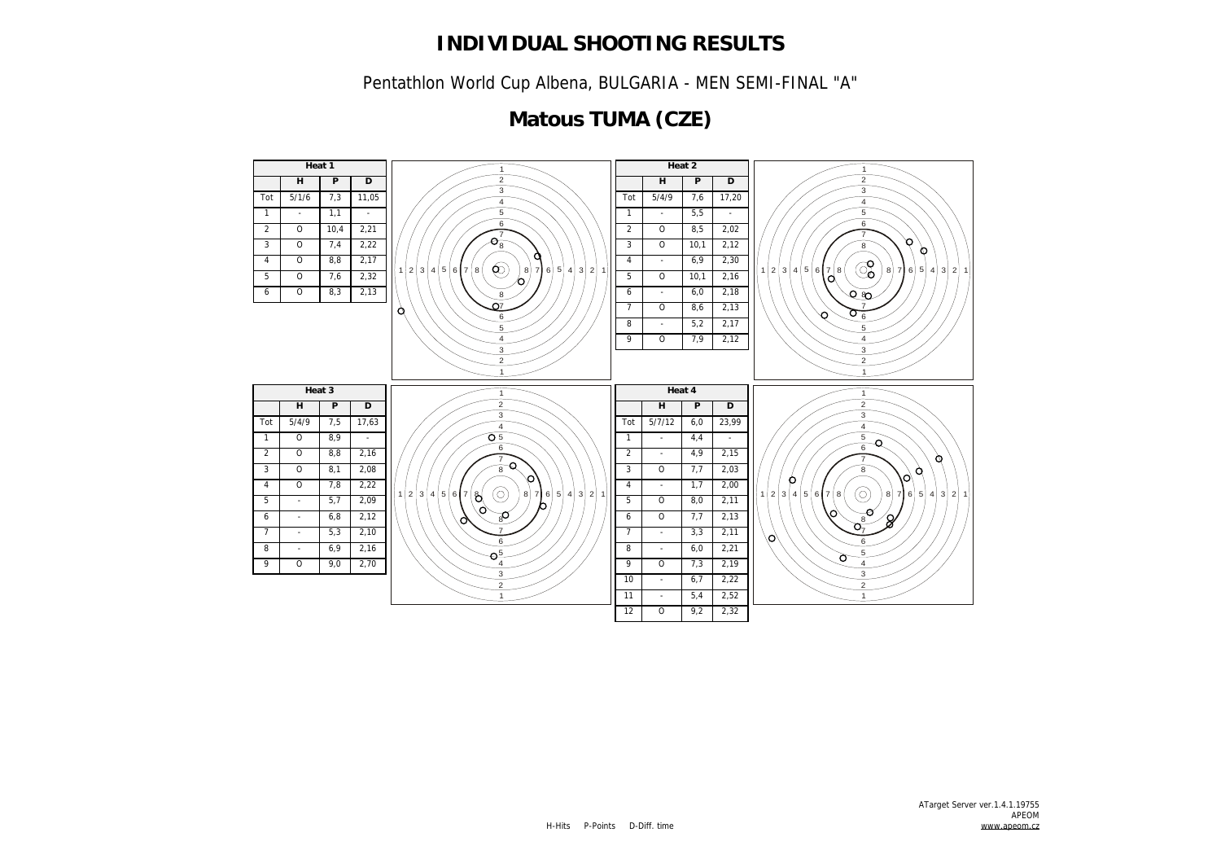# INDIVIDUAL SHOOTING RESULTS

Pentathlon World Cup Albena, BULGARIA - MEN SEMI-FINAL "A"

## Matous TUMA (CZE)

**Heat 1**

| | H | P | D |
|---|---|---|---|
| Tot | 5/1/6 | 7,3 | 11,05 |
| 1 | - | 1,1 | - |
| 2 | O | 10,4 | 2,21 |
| 3 | O | 7,4 | 2,22 |
| 4 | O | 8,8 | 2,17 |
| 5 | O | 7,6 | 2,32 |
| 6 | O | 8,3 | 2,13 |

**Heat 2**

| | H | P | D |
|---|---|---|---|
| Tot | 5/4/9 | 7,6 | 17,20 |
| 1 | - | 5,5 | - |
| 2 | O | 8,5 | 2,02 |
| 3 | O | 10,1 | 2,12 |
| 4 | - | 6,9 | 2,30 |
| 5 | O | 10,1 | 2,16 |
| 6 | - | 6,0 | 2,18 |
| 7 | O | 8,6 | 2,13 |
| 8 | - | 5,2 | 2,17 |
| 9 | O | 7,9 | 2,12 |

**Heat 3**

| | H | P | D |
|---|---|---|---|
| Tot | 5/4/9 | 7,5 | 17,63 |
| 1 | O | 8,9 | - |
| 2 | O | 8,8 | 2,16 |
| 3 | O | 8,1 | 2,08 |
| 4 | O | 7,8 | 2,22 |
| 5 | - | 5,7 | 2,09 |
| 6 | - | 6,8 | 2,12 |
| 7 | - | 5,3 | 2,10 |
| 8 | - | 6,9 | 2,16 |
| 9 | O | 9,0 | 2,70 |

**Heat 4**

| | H | P | D |
|---|---|---|---|
| Tot | 5/7/12 | 6,0 | 23,99 |
| 1 | - | 4,4 | - |
| 2 | - | 4,9 | 2,15 |
| 3 | O | 7,7 | 2,03 |
| 4 | - | 1,7 | 2,00 |
| 5 | O | 8,0 | 2,11 |
| 6 | O | 7,7 | 2,13 |
| 7 | - | 3,3 | 2,11 |
| 8 | - | 6,0 | 2,21 |
| 9 | O | 7,3 | 2,19 |
| 10 | - | 6,7 | 2,22 |
| 11 | - | 5,4 | 2,52 |
| 12 | O | 9,2 | 2,32 |

H-Hits P-Points D-Diff. time

ATarget Server ver.1.4.1.19755
APEOM
www.apeom.cz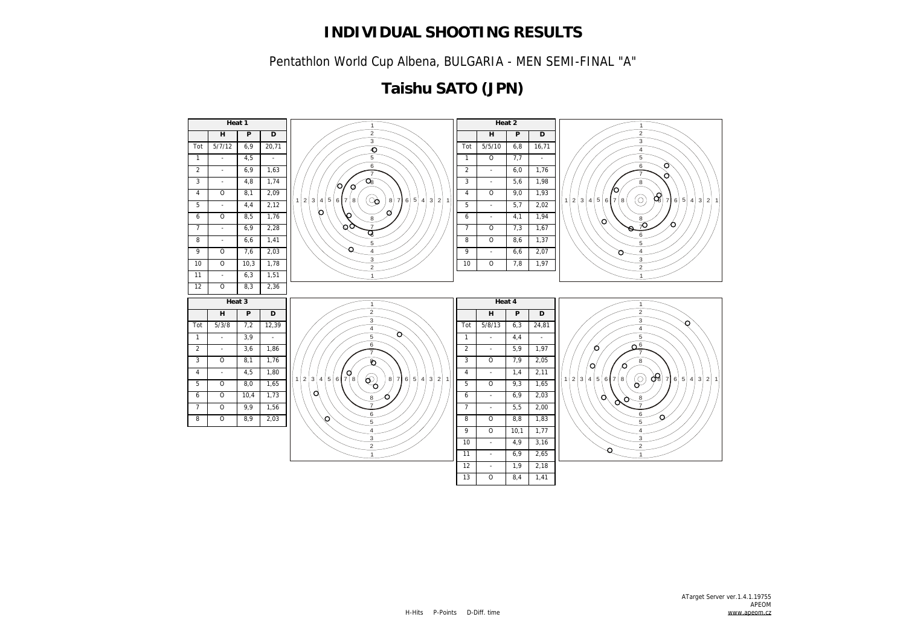# INDIVIDUAL SHOOTING RESULTS

Pentathlon World Cup Albena, BULGARIA - MEN SEMI-FINAL "A"

## Taishu SATO (JPN)

| Heat 1 | | | |
|---|---|---|---|
| | H | P | D |
| Tot | 5/7/12 | 6,9 | 20,71 |
| 1 | - | 4,5 | - |
| 2 | - | 6,9 | 1,63 |
| 3 | - | 4,8 | 1,74 |
| 4 | O | 8,1 | 2,09 |
| 5 | - | 4,4 | 2,12 |
| 6 | O | 8,5 | 1,76 |
| 7 | - | 6,9 | 2,28 |
| 8 | - | 6,6 | 1,41 |
| 9 | O | 7,6 | 2,03 |
| 10 | O | 10,3 | 1,78 |
| 11 | - | 6,3 | 1,51 |
| 12 | O | 8,3 | 2,36 |

| Heat 2 | | | |
|---|---|---|---|
| | H | P | D |
| Tot | 5/5/10 | 6,8 | 16,71 |
| 1 | O | 7,7 | - |
| 2 | - | 6,0 | 1,76 |
| 3 | - | 5,6 | 1,98 |
| 4 | O | 9,0 | 1,93 |
| 5 | - | 5,7 | 2,02 |
| 6 | - | 4,1 | 1,94 |
| 7 | O | 7,3 | 1,67 |
| 8 | O | 8,6 | 1,37 |
| 9 | - | 6,6 | 2,07 |
| 10 | O | 7,8 | 1,97 |

| Heat 3 | | | |
|---|---|---|---|
| | H | P | D |
| Tot | 5/3/8 | 7,2 | 12,39 |
| 1 | - | 3,9 | - |
| 2 | - | 3,6 | 1,86 |
| 3 | O | 8,1 | 1,76 |
| 4 | - | 4,5 | 1,80 |
| 5 | O | 8,0 | 1,65 |
| 6 | O | 10,4 | 1,73 |
| 7 | O | 9,9 | 1,56 |
| 8 | O | 8,9 | 2,03 |

| Heat 4 | | | |
|---|---|---|---|
| | H | P | D |
| Tot | 5/8/13 | 6,3 | 24,81 |
| 1 | - | 4,4 | - |
| 2 | - | 5,9 | 1,97 |
| 3 | O | 7,9 | 2,05 |
| 4 | - | 1,4 | 2,11 |
| 5 | O | 9,3 | 1,65 |
| 6 | - | 6,9 | 2,03 |
| 7 | - | 5,5 | 2,00 |
| 8 | O | 8,8 | 1,83 |
| 9 | O | 10,1 | 1,77 |
| 10 | - | 4,9 | 3,16 |
| 11 | - | 6,9 | 2,65 |
| 12 | - | 1,9 | 2,18 |
| 13 | O | 8,4 | 1,41 |

H-Hits P-Points D-Diff. time

ATarget Server ver.1.4.1.19755
APEOM
www.apeom.cz